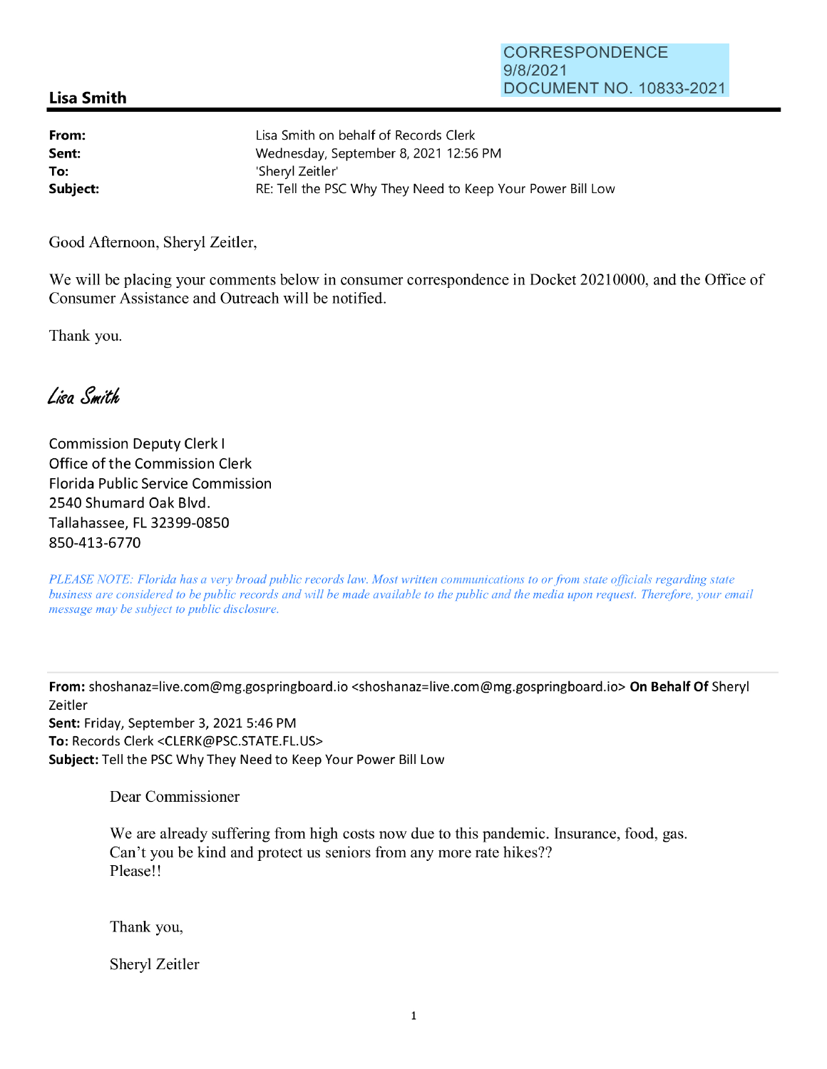CORRESPONDENCE
9/8/2021
DOCUMENT NO. 10833-2021

## Lisa Smith

| | |
|---|---|
| **From:** | Lisa Smith on behalf of Records Clerk |
| **Sent:** | Wednesday, September 8, 2021 12:56 PM |
| **To:** | 'Sheryl Zeitler' |
| **Subject:** | RE: Tell the PSC Why They Need to Keep Your Power Bill Low |

Good Afternoon, Sheryl Zeitler,

We will be placing your comments below in consumer correspondence in Docket 20210000, and the Office of Consumer Assistance and Outreach will be notified.

Thank you.

*Lisa Smith*

Commission Deputy Clerk I
Office of the Commission Clerk
Florida Public Service Commission
2540 Shumard Oak Blvd.
Tallahassee, FL 32399-0850
850-413-6770

*PLEASE NOTE: Florida has a very broad public records law. Most written communications to or from state officials regarding state business are considered to be public records and will be made available to the public and the media upon request. Therefore, your email message may be subject to public disclosure.*

---

**From:** shoshanaz=live.com@mg.gospringboard.io <shoshanaz=live.com@mg.gospringboard.io> **On Behalf Of** Sheryl Zeitler
**Sent:** Friday, September 3, 2021 5:46 PM
**To:** Records Clerk <CLERK@PSC.STATE.FL.US>
**Subject:** Tell the PSC Why They Need to Keep Your Power Bill Low

Dear Commissioner

We are already suffering from high costs now due to this pandemic. Insurance, food, gas.
Can't you be kind and protect us seniors from any more rate hikes??
Please!!

Thank you,

Sheryl Zeitler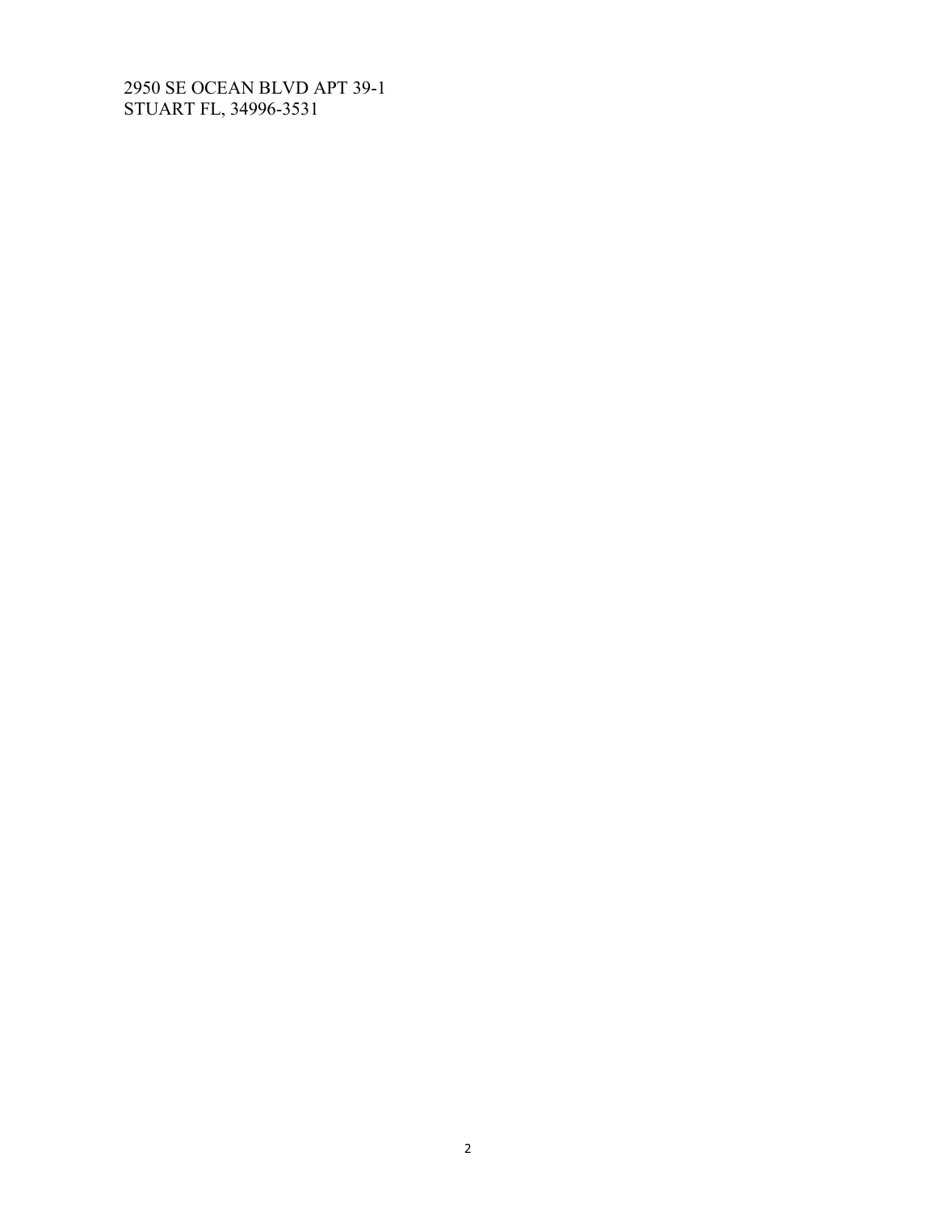2950 SE OCEAN BLVD APT 39-1
STUART FL, 34996-3531